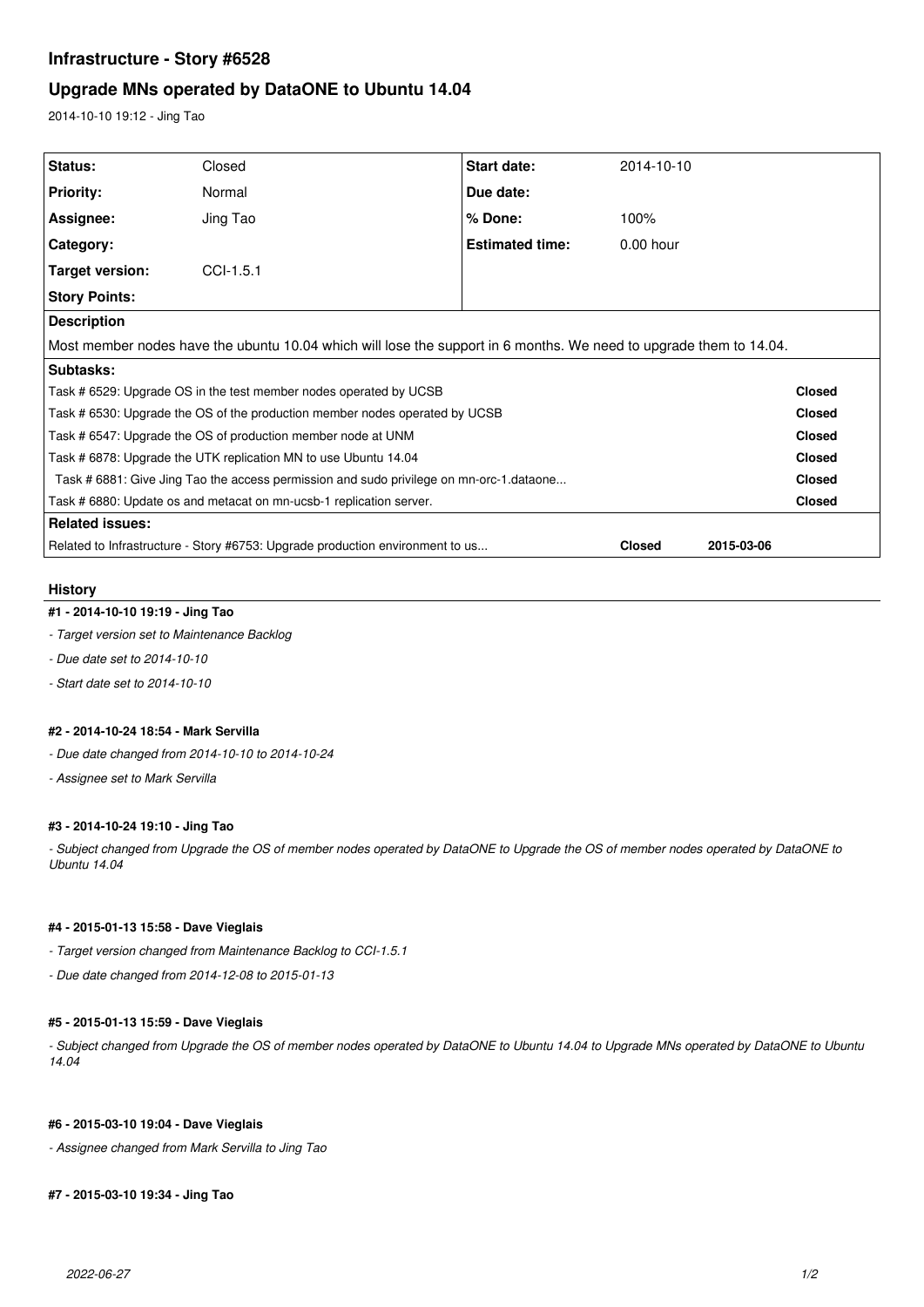# Infrastructure - Story #6528

## Upgrade MNs operated by DataONE to Ubuntu 14.04

2014-10-10 19:12 - Jing Tao

| | | | |
|---|---|---|---|
| **Status:** | Closed | **Start date:** | 2014-10-10 |
| **Priority:** | Normal | **Due date:** | |
| **Assignee:** | Jing Tao | **% Done:** | 100% |
| **Category:** | | **Estimated time:** | 0.00 hour |
| **Target version:** | CCI-1.5.1 | | |
| **Story Points:** | | | |

**Description**

Most member nodes have the ubuntu 10.04 which will lose the support in 6 months. We need to upgrade them to 14.04.

**Subtasks:**

| | |
|---|---|
| Task # 6529: Upgrade OS in the test member nodes operated by UCSB | **Closed** |
| Task # 6530: Upgrade the OS of the production member nodes operated by UCSB | **Closed** |
| Task # 6547: Upgrade the OS of production member node at UNM | **Closed** |
| Task # 6878: Upgrade the UTK replication MN to use Ubuntu 14.04 | **Closed** |
| Task # 6881: Give Jing Tao the access permission and sudo privilege on mn-orc-1.dataone... | **Closed** |
| Task # 6880: Update os and metacat on mn-ucsb-1 replication server. | **Closed** |

**Related issues:**

| | | |
|---|---|---|
| Related to Infrastructure - Story #6753: Upgrade production environment to us... | **Closed** | **2015-03-06** |

### History

#### #1 - 2014-10-10 19:19 - Jing Tao

- *Target version set to Maintenance Backlog*
- *Due date set to 2014-10-10*
- *Start date set to 2014-10-10*

#### #2 - 2014-10-24 18:54 - Mark Servilla

- *Due date changed from 2014-10-10 to 2014-10-24*
- *Assignee set to Mark Servilla*

#### #3 - 2014-10-24 19:10 - Jing Tao

- *Subject changed from Upgrade the OS of member nodes operated by DataONE to Upgrade the OS of member nodes operated by DataONE to Ubuntu 14.04*

#### #4 - 2015-01-13 15:58 - Dave Vieglais

- *Target version changed from Maintenance Backlog to CCI-1.5.1*
- *Due date changed from 2014-12-08 to 2015-01-13*

#### #5 - 2015-01-13 15:59 - Dave Vieglais

- *Subject changed from Upgrade the OS of member nodes operated by DataONE to Ubuntu 14.04 to Upgrade MNs operated by DataONE to Ubuntu 14.04*

#### #6 - 2015-03-10 19:04 - Dave Vieglais

- *Assignee changed from Mark Servilla to Jing Tao*

#### #7 - 2015-03-10 19:34 - Jing Tao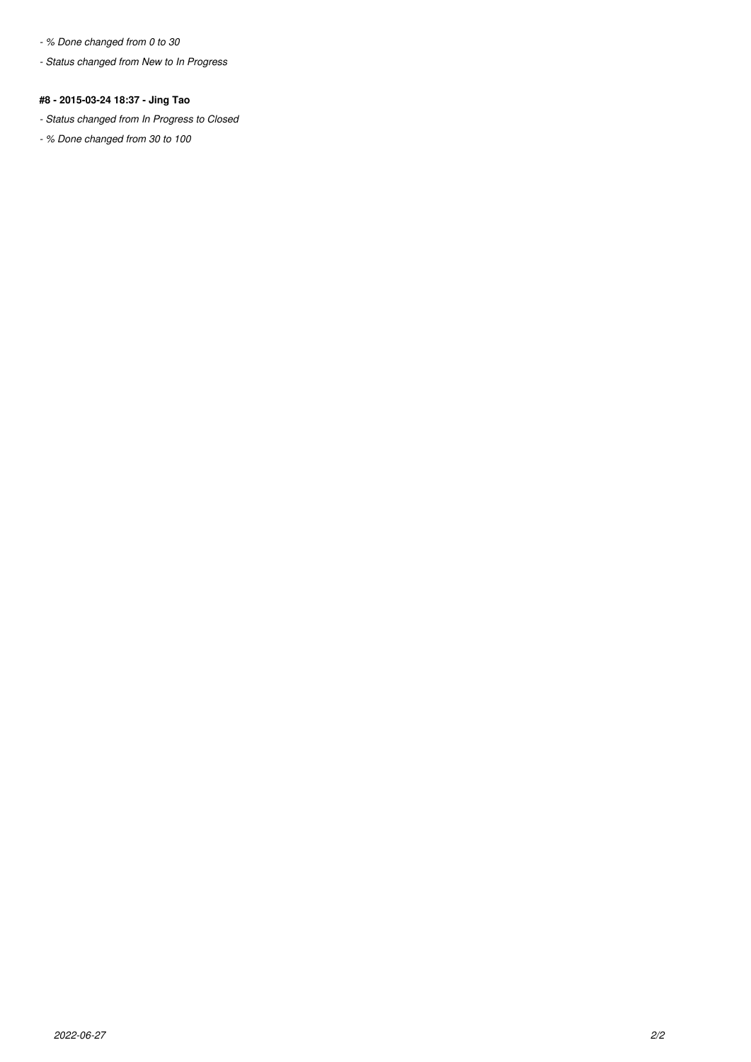*- % Done changed from 0 to 30*

*- Status changed from New to In Progress*

**#8 - 2015-03-24 18:37 - Jing Tao**

*- Status changed from In Progress to Closed*

*- % Done changed from 30 to 100*